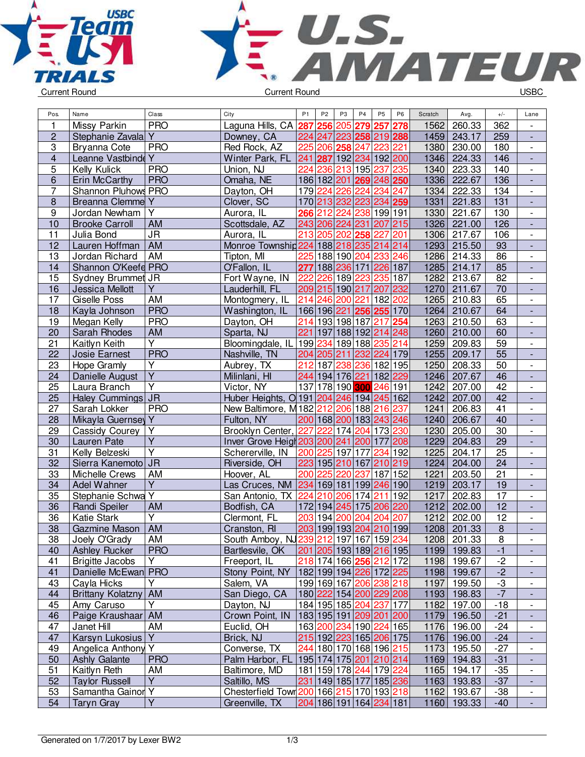Current Round | Current Round | USBC

| Pos. | Name | Class | City | P1 | P2 | P3 | P4 | P5 | P6 | Scratch | Avg. | +/- | Lane |
|---|---|---|---|---|---|---|---|---|---|---|---|---|---|
| 1 | Missy Parkin | PRO | Laguna Hills, CA | 287 | 256 | 205 | 279 | 257 | 278 | 1562 | 260.33 | 362 | - |
| 2 | Stephanie Zavala | Y | Downey, CA | 224 | 247 | 223 | 258 | 219 | 288 | 1459 | 243.17 | 259 | - |
| 3 | Bryanna Cote | PRO | Red Rock, AZ | 225 | 206 | 258 | 247 | 223 | 221 | 1380 | 230.00 | 180 | - |
| 4 | Leanne Vastbinde | Y | Winter Park, FL | 241 | 287 | 192 | 234 | 192 | 200 | 1346 | 224.33 | 146 | - |
| 5 | Kelly Kulick | PRO | Union, NJ | 224 | 236 | 213 | 195 | 237 | 235 | 1340 | 223.33 | 140 | - |
| 6 | Erin McCarthy | PRO | Omaha, NE | 186 | 182 | 201 | 269 | 248 | 250 | 1336 | 222.67 | 136 | - |
| 7 | Shannon Pluhows | PRO | Dayton, OH | 179 | 224 | 226 | 224 | 234 | 247 | 1334 | 222.33 | 134 | - |
| 8 | Breanna Clemme | Y | Clover, SC | 170 | 213 | 232 | 223 | 234 | 259 | 1331 | 221.83 | 131 | - |
| 9 | Jordan Newham | Y | Aurora, IL | 266 | 212 | 224 | 238 | 199 | 191 | 1330 | 221.67 | 130 | - |
| 10 | Brooke Carroll | AM | Scottsdale, AZ | 243 | 206 | 224 | 231 | 207 | 215 | 1326 | 221.00 | 126 | - |
| 11 | Julia Bond | JR | Aurora, IL | 213 | 205 | 202 | 258 | 227 | 201 | 1306 | 217.67 | 106 | - |
| 12 | Lauren Hoffman | AM | Monroe Township | 224 | 188 | 218 | 235 | 214 | 214 | 1293 | 215.50 | 93 | - |
| 13 | Jordan Richard | AM | Tipton, MI | 225 | 188 | 190 | 204 | 233 | 246 | 1286 | 214.33 | 86 | - |
| 14 | Shannon O'Keefe | PRO | O'Fallon, IL | 277 | 188 | 236 | 171 | 226 | 187 | 1285 | 214.17 | 85 | - |
| 15 | Sydney Brummet | JR | Fort Wayne, IN | 222 | 226 | 189 | 223 | 235 | 187 | 1282 | 213.67 | 82 | - |
| 16 | Jessica Mellott | Y | Lauderhill, FL | 209 | 215 | 190 | 217 | 207 | 232 | 1270 | 211.67 | 70 | - |
| 17 | Giselle Poss | AM | Montogmery, IL | 214 | 246 | 200 | 221 | 182 | 202 | 1265 | 210.83 | 65 | - |
| 18 | Kayla Johnson | PRO | Washington, IL | 166 | 196 | 221 | 256 | 255 | 170 | 1264 | 210.67 | 64 | - |
| 19 | Megan Kelly | PRO | Dayton, OH | 214 | 193 | 198 | 187 | 217 | 254 | 1263 | 210.50 | 63 | - |
| 20 | Sarah Rhodes | AM | Sparta, NJ | 221 | 197 | 188 | 192 | 214 | 248 | 1260 | 210.00 | 60 | - |
| 21 | Kaitlyn Keith | Y | Bloomingdale, IL | 199 | 234 | 189 | 188 | 235 | 214 | 1259 | 209.83 | 59 | - |
| 22 | Josie Earnest | PRO | Nashville, TN | 204 | 205 | 211 | 232 | 224 | 179 | 1255 | 209.17 | 55 | - |
| 23 | Hope Gramly | Y | Aubrey, TX | 212 | 187 | 238 | 236 | 182 | 195 | 1250 | 208.33 | 50 | - |
| 24 | Danielle August | Y | Mililani, HI | 244 | 194 | 176 | 221 | 182 | 229 | 1246 | 207.67 | 46 | - |
| 25 | Laura Branch | Y | Victor, NY | 137 | 178 | 190 | 300 | 246 | 191 | 1242 | 207.00 | 42 | - |
| 25 | Haley Cummings | JR | Huber Heights, O | 191 | 204 | 246 | 194 | 245 | 162 | 1242 | 207.00 | 42 | - |
| 27 | Sarah Lokker | PRO | New Baltimore, M | 182 | 212 | 206 | 188 | 216 | 237 | 1241 | 206.83 | 41 | - |
| 28 | Mikayla Guernsey | Y | Fulton, NY | 200 | 168 | 200 | 183 | 243 | 246 | 1240 | 206.67 | 40 | - |
| 29 | Cassidy Courey | Y | Brooklyn Center, | 227 | 222 | 174 | 204 | 173 | 230 | 1230 | 205.00 | 30 | - |
| 30 | Lauren Pate | Y | Inver Grove Heigh | 203 | 200 | 241 | 200 | 177 | 208 | 1229 | 204.83 | 29 | - |
| 31 | Kelly Belzeski | Y | Schererville, IN | 200 | 225 | 197 | 177 | 234 | 192 | 1225 | 204.17 | 25 | - |
| 32 | Sierra Kanemoto | JR | Riverside, OH | 223 | 195 | 210 | 167 | 210 | 219 | 1224 | 204.00 | 24 | - |
| 33 | Michelle Crews | AM | Hoover, AL | 200 | 225 | 220 | 237 | 187 | 152 | 1221 | 203.50 | 21 | - |
| 34 | Adel Wahner | Y | Las Cruces, NM | 234 | 169 | 181 | 199 | 246 | 190 | 1219 | 203.17 | 19 | - |
| 35 | Stephanie Schwa | Y | San Antonio, TX | 224 | 210 | 206 | 174 | 211 | 192 | 1217 | 202.83 | 17 | - |
| 36 | Randi Speiler | AM | Bodfish, CA | 172 | 194 | 245 | 175 | 206 | 220 | 1212 | 202.00 | 12 | - |
| 36 | Katie Stark | Y | Clermont, FL | 203 | 194 | 200 | 204 | 204 | 207 | 1212 | 202.00 | 12 | - |
| 38 | Gazmine Mason | AM | Cranston, RI | 203 | 199 | 193 | 204 | 210 | 199 | 1208 | 201.33 | 8 | - |
| 38 | Joely O'Grady | AM | South Amboy, NJ | 239 | 212 | 197 | 167 | 159 | 234 | 1208 | 201.33 | 8 | - |
| 40 | Ashley Rucker | PRO | Bartlesville, OK | 201 | 205 | 193 | 189 | 216 | 195 | 1199 | 199.83 | -1 | - |
| 41 | Brigitte Jacobs | Y | Freeport, IL | 218 | 174 | 166 | 256 | 212 | 172 | 1198 | 199.67 | -2 | - |
| 41 | Danielle McEwan | PRO | Stony Point, NY | 182 | 199 | 194 | 226 | 172 | 225 | 1198 | 199.67 | -2 | - |
| 43 | Cayla Hicks | Y | Salem, VA | 199 | 169 | 167 | 206 | 238 | 218 | 1197 | 199.50 | -3 | - |
| 44 | Brittany Kolatzny | AM | San Diego, CA | 180 | 222 | 154 | 200 | 229 | 208 | 1193 | 198.83 | -7 | - |
| 45 | Amy Caruso | Y | Dayton, NJ | 184 | 195 | 185 | 204 | 237 | 177 | 1182 | 197.00 | -18 | - |
| 46 | Paige Kraushaar | AM | Crown Point, IN | 183 | 195 | 191 | 209 | 201 | 200 | 1179 | 196.50 | -21 | - |
| 47 | Janet Hill | AM | Euclid, OH | 163 | 200 | 234 | 190 | 224 | 165 | 1176 | 196.00 | -24 | - |
| 47 | Karsyn Lukosius | Y | Brick, NJ | 215 | 192 | 223 | 165 | 206 | 175 | 1176 | 196.00 | -24 | - |
| 49 | Angelica Anthony | Y | Converse, TX | 244 | 180 | 170 | 168 | 196 | 215 | 1173 | 195.50 | -27 | - |
| 50 | Ashly Galante | PRO | Palm Harbor, FL | 195 | 174 | 175 | 201 | 210 | 214 | 1169 | 194.83 | -31 | - |
| 51 | Kaitlyn Reth | AM | Baltimore, MD | 181 | 159 | 178 | 244 | 179 | 224 | 1165 | 194.17 | -35 | - |
| 52 | Taylor Russell | Y | Saltillo, MS | 231 | 149 | 185 | 177 | 185 | 236 | 1163 | 193.83 | -37 | - |
| 53 | Samantha Gainor | Y | Chesterfield Town | 200 | 166 | 215 | 170 | 193 | 218 | 1162 | 193.67 | -38 | - |
| 54 | Taryn Gray | Y | Greenville, TX | 204 | 186 | 191 | 164 | 234 | 181 | 1160 | 193.33 | -40 | - |

Generated on 1/7/2017 by Lexer BW2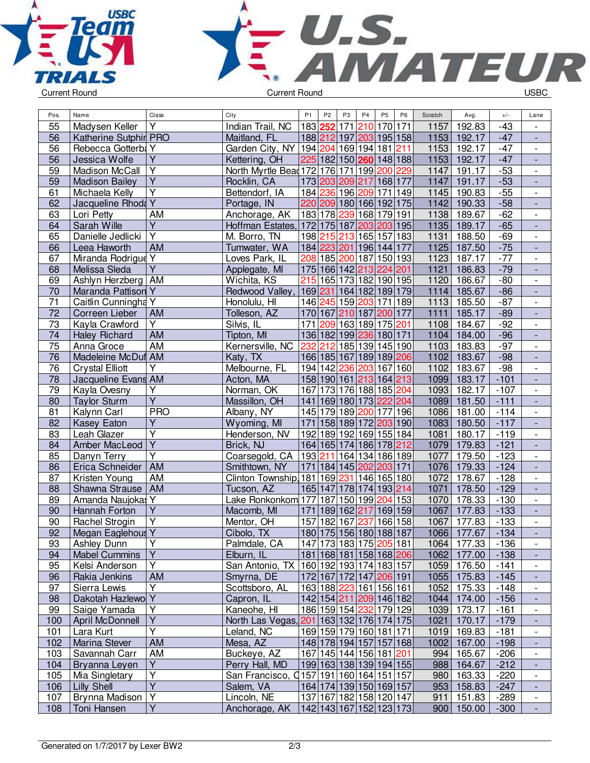Current Round — Current Round — USBC

| Pos. | Name | Class | City | P1 | P2 | P3 | P4 | P5 | P6 | Scratch | Avg. | +/- | Lane |
|---|---|---|---|---|---|---|---|---|---|---|---|---|---|
| 55 | Madysen Keller | Y | Indian Trail, NC | 183 | 252 | 171 | 210 | 170 | 171 | 1157 | 192.83 | -43 | - |
| 56 | Katherine Sutphir | PRO | Maitland, FL | 188 | 212 | 197 | 203 | 195 | 158 | 1153 | 192.17 | -47 | - |
| 56 | Rebecca Gotterba | Y | Garden City, NY | 194 | 204 | 169 | 194 | 181 | 211 | 1153 | 192.17 | -47 | - |
| 56 | Jessica Wolfe | Y | Kettering, OH | 225 | 182 | 150 | 260 | 148 | 188 | 1153 | 192.17 | -47 | - |
| 59 | Madison McCall | Y | North Myrtle Beac | 172 | 176 | 171 | 199 | 200 | 229 | 1147 | 191.17 | -53 | - |
| 59 | Madison Bailey | Y | Rocklin, CA | 173 | 203 | 209 | 217 | 168 | 177 | 1147 | 191.17 | -53 | - |
| 61 | Michaela Kelly | Y | Bettendorf, IA | 184 | 236 | 196 | 209 | 171 | 149 | 1145 | 190.83 | -55 | - |
| 62 | Jacqueline Rhoda | Y | Portage, IN | 220 | 209 | 180 | 166 | 192 | 175 | 1142 | 190.33 | -58 | - |
| 63 | Lori Petty | AM | Anchorage, AK | 183 | 178 | 239 | 168 | 179 | 191 | 1138 | 189.67 | -62 | - |
| 64 | Sarah Wille | Y | Hoffman Estates, | 172 | 175 | 187 | 203 | 203 | 195 | 1135 | 189.17 | -65 | - |
| 65 | Danielle Jedlicki | Y | M. Borro, TN | 198 | 215 | 213 | 165 | 157 | 183 | 1131 | 188.50 | -69 | - |
| 66 | Leea Haworth | AM | Tumwater, WA | 184 | 223 | 201 | 196 | 144 | 177 | 1125 | 187.50 | -75 | - |
| 67 | Miranda Rodrigue | Y | Loves Park, IL | 208 | 185 | 200 | 187 | 150 | 193 | 1123 | 187.17 | -77 | - |
| 68 | Melissa Sleda | Y | Applegate, MI | 175 | 166 | 142 | 213 | 224 | 201 | 1121 | 186.83 | -79 | - |
| 69 | Ashlyn Herzberg | AM | Wichita, KS | 215 | 165 | 173 | 182 | 190 | 195 | 1120 | 186.67 | -80 | - |
| 70 | Maranda Pattison | Y | Redwood Valley, | 169 | 231 | 164 | 182 | 189 | 179 | 1114 | 185.67 | -86 | - |
| 71 | Caitlin Cunningha | Y | Honolulu, HI | 146 | 245 | 159 | 203 | 171 | 189 | 1113 | 185.50 | -87 | - |
| 72 | Correen Lieber | AM | Tolleson, AZ | 170 | 167 | 210 | 187 | 200 | 177 | 1111 | 185.17 | -89 | - |
| 73 | Kayla Crawford | Y | Silvis, IL | 171 | 209 | 163 | 189 | 175 | 201 | 1108 | 184.67 | -92 | - |
| 74 | Haley Richard | AM | Tipton, MI | 136 | 182 | 199 | 236 | 180 | 171 | 1104 | 184.00 | -96 | - |
| 75 | Anna Groce | AM | Kernersville, NC | 232 | 212 | 185 | 139 | 145 | 190 | 1103 | 183.83 | -97 | - |
| 76 | Madeleine McDuf | AM | Katy, TX | 166 | 185 | 167 | 189 | 189 | 206 | 1102 | 183.67 | -98 | - |
| 76 | Crystal Elliott | Y | Melbourne, FL | 194 | 142 | 236 | 203 | 167 | 160 | 1102 | 183.67 | -98 | - |
| 78 | Jacqueline Evans | AM | Acton, MA | 158 | 190 | 161 | 213 | 164 | 213 | 1099 | 183.17 | -101 | - |
| 79 | Kayla Ovesny | Y | Norman, OK | 167 | 173 | 176 | 188 | 185 | 204 | 1093 | 182.17 | -107 | - |
| 80 | Taylor Sturm | Y | Massillon, OH | 141 | 169 | 180 | 173 | 222 | 204 | 1089 | 181.50 | -111 | - |
| 81 | Kalynn Carl | PRO | Albany, NY | 145 | 179 | 189 | 200 | 177 | 196 | 1086 | 181.00 | -114 | - |
| 82 | Kasey Eaton | Y | Wyoming, MI | 171 | 158 | 189 | 172 | 203 | 190 | 1083 | 180.50 | -117 | - |
| 83 | Leah Glazer | Y | Henderson, NV | 192 | 189 | 192 | 169 | 155 | 184 | 1081 | 180.17 | -119 | - |
| 84 | Amber MacLeod | Y | Brick, NJ | 164 | 165 | 174 | 186 | 178 | 212 | 1079 | 179.83 | -121 | - |
| 85 | Danyn Terry | Y | Coarsegold, CA | 193 | 211 | 164 | 134 | 186 | 189 | 1077 | 179.50 | -123 | - |
| 86 | Erica Schneider | AM | Smithtown, NY | 171 | 184 | 145 | 202 | 203 | 171 | 1076 | 179.33 | -124 | - |
| 87 | Kristen Young | AM | Clinton Township, | 181 | 169 | 231 | 146 | 165 | 180 | 1072 | 178.67 | -128 | - |
| 88 | Shawna Strause | AM | Tucson, AZ | 165 | 147 | 178 | 174 | 193 | 214 | 1071 | 178.50 | -129 | - |
| 89 | Amanda Naujokas | Y | Lake Ronkonkom | 177 | 187 | 150 | 199 | 204 | 153 | 1070 | 178.33 | -130 | - |
| 90 | Hannah Forton | Y | Macomb, MI | 171 | 189 | 162 | 217 | 169 | 159 | 1067 | 177.83 | -133 | - |
| 90 | Rachel Strogin | Y | Mentor, OH | 157 | 182 | 167 | 237 | 166 | 158 | 1067 | 177.83 | -133 | - |
| 92 | Megan Eaglehous | Y | Cibolo, TX | 180 | 175 | 156 | 180 | 188 | 187 | 1066 | 177.67 | -134 | - |
| 93 | Ashley Dunn | Y | Palmdale, CA | 147 | 173 | 183 | 175 | 205 | 181 | 1064 | 177.33 | -136 | - |
| 94 | Mabel Cummins | Y | Elburn, IL | 181 | 168 | 181 | 158 | 168 | 206 | 1062 | 177.00 | -138 | - |
| 95 | Kelsi Anderson | Y | San Antonio, TX | 160 | 192 | 193 | 174 | 183 | 157 | 1059 | 176.50 | -141 | - |
| 96 | Rakia Jenkins | AM | Smyrna, DE | 172 | 167 | 172 | 147 | 206 | 191 | 1055 | 175.83 | -145 | - |
| 97 | Sierra Lewis | Y | Scottsboro, AL | 163 | 188 | 223 | 161 | 156 | 161 | 1052 | 175.33 | -148 | - |
| 98 | Dakotah Hazlewo | Y | Capron, IL | 142 | 154 | 211 | 209 | 146 | 182 | 1044 | 174.00 | -156 | - |
| 99 | Saige Yamada | Y | Kaneohe, HI | 186 | 159 | 154 | 232 | 179 | 129 | 1039 | 173.17 | -161 | - |
| 100 | April McDonnell | Y | North Las Vegas, | 201 | 163 | 132 | 176 | 174 | 175 | 1021 | 170.17 | -179 | - |
| 101 | Lara Kurt | Y | Leland, NC | 169 | 159 | 179 | 160 | 181 | 171 | 1019 | 169.83 | -181 | - |
| 102 | Marina Stever | AM | Mesa, AZ | 148 | 178 | 194 | 157 | 157 | 168 | 1002 | 167.00 | -198 | - |
| 103 | Savannah Carr | AM | Buckeye, AZ | 167 | 145 | 144 | 156 | 181 | 201 | 994 | 165.67 | -206 | - |
| 104 | Bryanna Leyen | Y | Perry Hall, MD | 199 | 163 | 138 | 139 | 194 | 155 | 988 | 164.67 | -212 | - |
| 105 | Mia Singletary | Y | San Francisco, C | 157 | 191 | 160 | 164 | 151 | 157 | 980 | 163.33 | -220 | - |
| 106 | Lilly Shell | Y | Salem, VA | 164 | 174 | 139 | 150 | 169 | 157 | 953 | 158.83 | -247 | - |
| 107 | Brynna Madison | Y | Lincoln, NE | 137 | 167 | 182 | 158 | 120 | 147 | 911 | 151.83 | -289 | - |
| 108 | Toni Hansen | Y | Anchorage, AK | 142 | 143 | 167 | 152 | 123 | 173 | 900 | 150.00 | -300 | - |

Generated on 1/7/2017 by Lexer BW2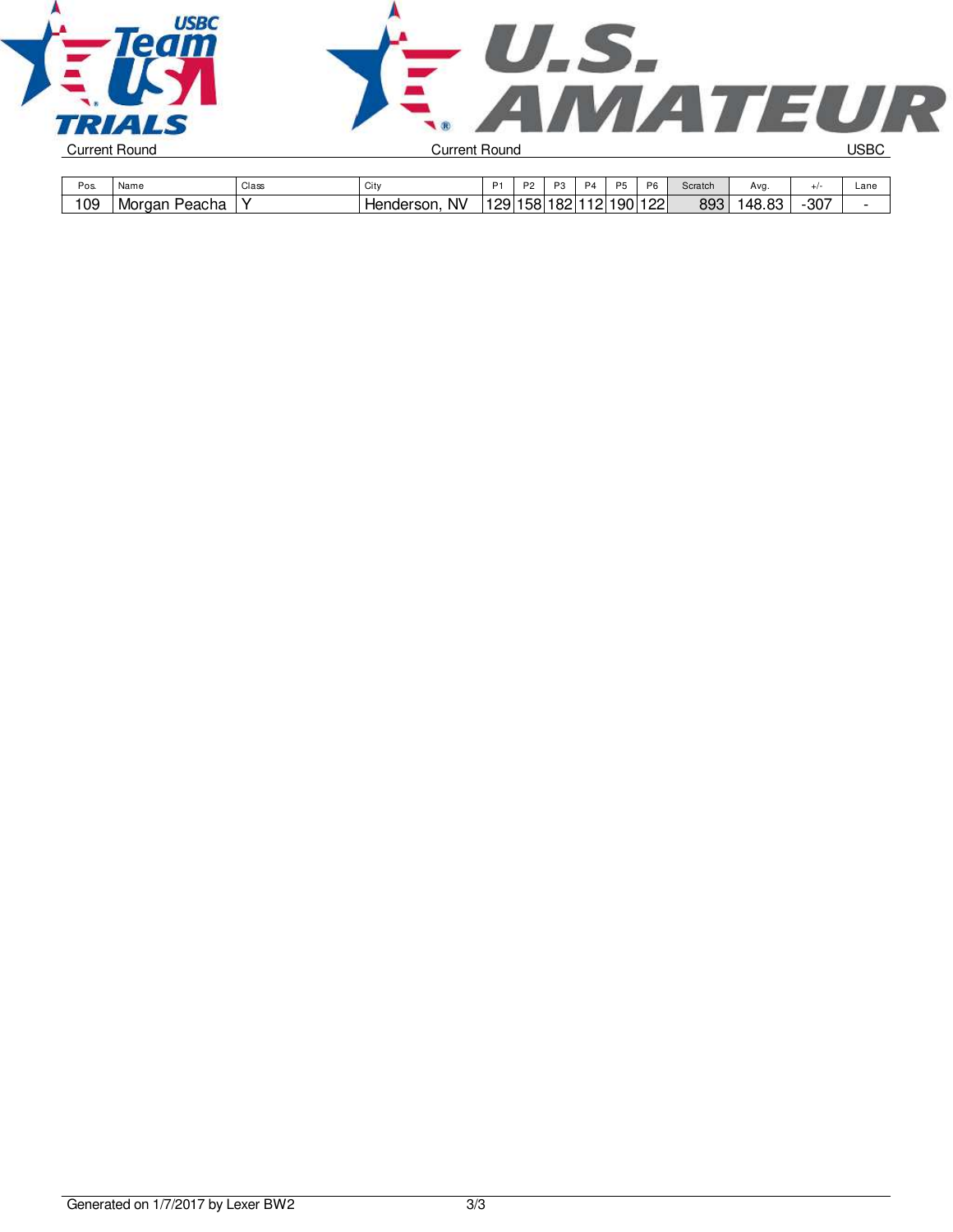| Pos. | Name | Class | City | P1 | P2 | P3 | P4 | P5 | P6 | Scratch | Avg. | +/- | Lane |
|---|---|---|---|---|---|---|---|---|---|---|---|---|---|
| 109 | Morgan Peacha | Y | Henderson, NV | 129 | 158 | 182 | 112 | 190 | 122 | 893 | 148.83 | -307 | - |

Generated on 1/7/2017 by Lexer BW2